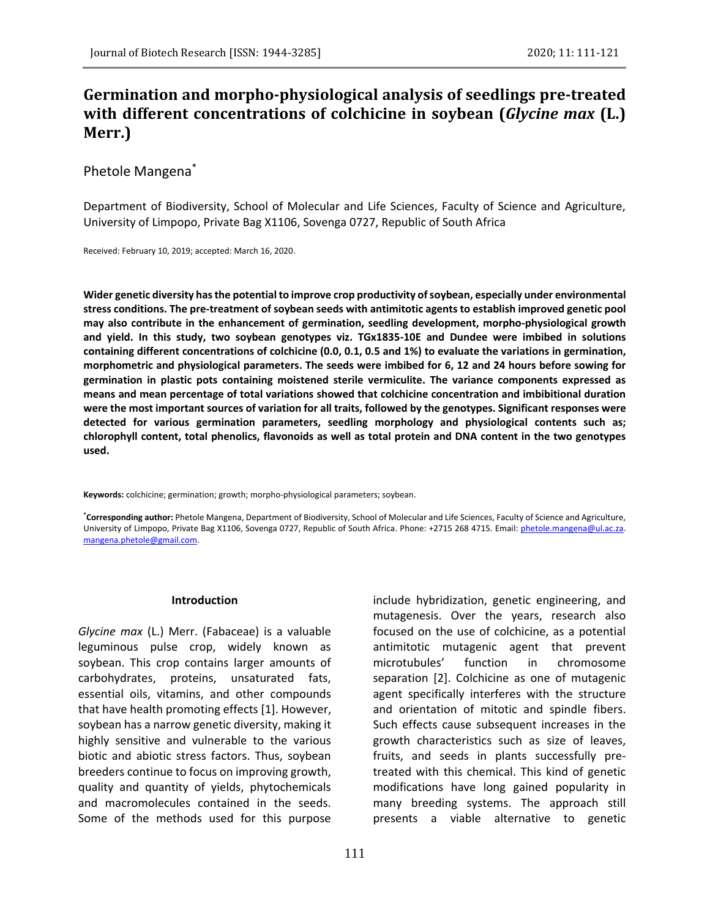# Germination and morpho-physiological analysis of seedlings pre-treated with different concentrations of colchicine in soybean (*Glycine max* (L.) Merr.)

Phetole Mangena*

Department of Biodiversity, School of Molecular and Life Sciences, Faculty of Science and Agriculture, University of Limpopo, Private Bag X1106, Sovenga 0727, Republic of South Africa

Received: February 10, 2019; accepted: March 16, 2020.

**Wider genetic diversity has the potential to improve crop productivity of soybean, especially under environmental stress conditions. The pre-treatment of soybean seeds with antimitotic agents to establish improved genetic pool may also contribute in the enhancement of germination, seedling development, morpho-physiological growth and yield. In this study, two soybean genotypes viz. TGx1835-10E and Dundee were imbibed in solutions containing different concentrations of colchicine (0.0, 0.1, 0.5 and 1%) to evaluate the variations in germination, morphometric and physiological parameters. The seeds were imbibed for 6, 12 and 24 hours before sowing for germination in plastic pots containing moistened sterile vermiculite. The variance components expressed as means and mean percentage of total variations showed that colchicine concentration and imbibitional duration were the most important sources of variation for all traits, followed by the genotypes. Significant responses were detected for various germination parameters, seedling morphology and physiological contents such as; chlorophyll content, total phenolics, flavonoids as well as total protein and DNA content in the two genotypes used.**

**Keywords:** colchicine; germination; growth; morpho-physiological parameters; soybean.

***Corresponding author:** Phetole Mangena, Department of Biodiversity, School of Molecular and Life Sciences, Faculty of Science and Agriculture, University of Limpopo, Private Bag X1106, Sovenga 0727, Republic of South Africa. Phone: +2715 268 4715. Email: phetole.mangena@ul.ac.za. mangena.phetole@gmail.com.

## Introduction

*Glycine max* (L.) Merr. (Fabaceae) is a valuable leguminous pulse crop, widely known as soybean. This crop contains larger amounts of carbohydrates, proteins, unsaturated fats, essential oils, vitamins, and other compounds that have health promoting effects [1]. However, soybean has a narrow genetic diversity, making it highly sensitive and vulnerable to the various biotic and abiotic stress factors. Thus, soybean breeders continue to focus on improving growth, quality and quantity of yields, phytochemicals and macromolecules contained in the seeds. Some of the methods used for this purpose include hybridization, genetic engineering, and mutagenesis. Over the years, research also focused on the use of colchicine, as a potential antimitotic mutagenic agent that prevent microtubules' function in chromosome separation [2]. Colchicine as one of mutagenic agent specifically interferes with the structure and orientation of mitotic and spindle fibers. Such effects cause subsequent increases in the growth characteristics such as size of leaves, fruits, and seeds in plants successfully pre-treated with this chemical. This kind of genetic modifications have long gained popularity in many breeding systems. The approach still presents a viable alternative to genetic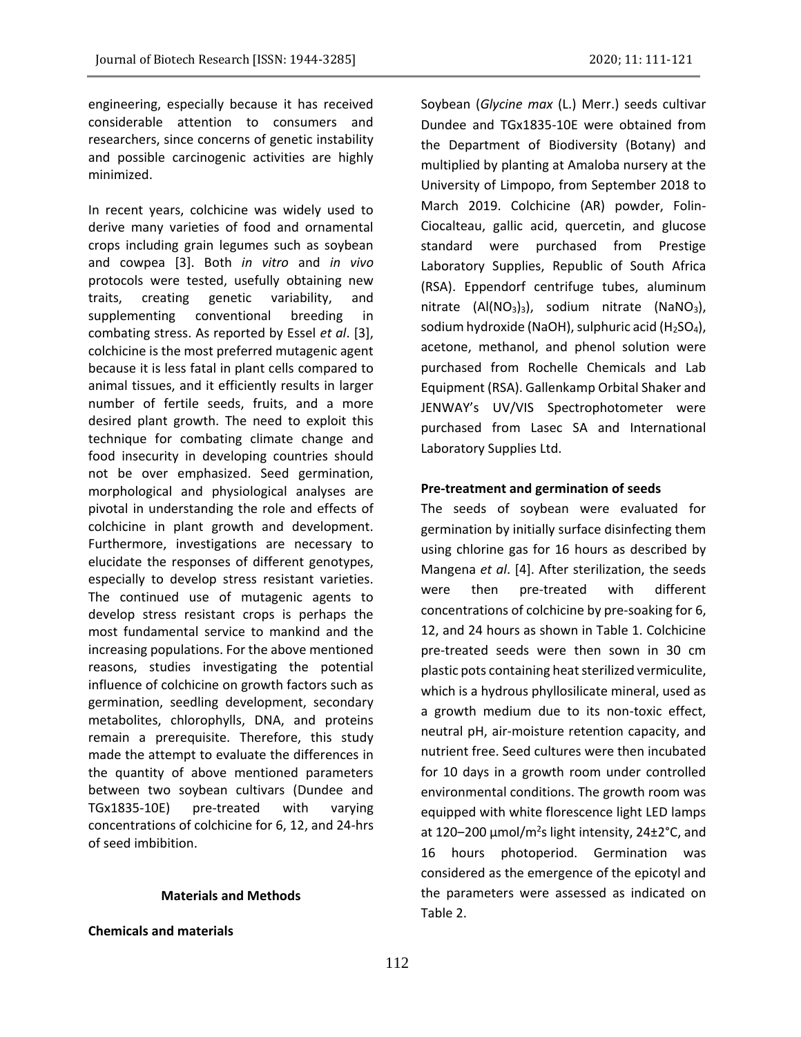engineering, especially because it has received considerable attention to consumers and researchers, since concerns of genetic instability and possible carcinogenic activities are highly minimized.

In recent years, colchicine was widely used to derive many varieties of food and ornamental crops including grain legumes such as soybean and cowpea [3]. Both *in vitro* and *in vivo* protocols were tested, usefully obtaining new traits, creating genetic variability, and supplementing conventional breeding in combating stress. As reported by Essel *et al*. [3], colchicine is the most preferred mutagenic agent because it is less fatal in plant cells compared to animal tissues, and it efficiently results in larger number of fertile seeds, fruits, and a more desired plant growth. The need to exploit this technique for combating climate change and food insecurity in developing countries should not be over emphasized. Seed germination, morphological and physiological analyses are pivotal in understanding the role and effects of colchicine in plant growth and development. Furthermore, investigations are necessary to elucidate the responses of different genotypes, especially to develop stress resistant varieties. The continued use of mutagenic agents to develop stress resistant crops is perhaps the most fundamental service to mankind and the increasing populations. For the above mentioned reasons, studies investigating the potential influence of colchicine on growth factors such as germination, seedling development, secondary metabolites, chlorophylls, DNA, and proteins remain a prerequisite. Therefore, this study made the attempt to evaluate the differences in the quantity of above mentioned parameters between two soybean cultivars (Dundee and TGx1835-10E) pre-treated with varying concentrations of colchicine for 6, 12, and 24-hrs of seed imbibition.

## Materials and Methods

### Chemicals and materials

Soybean (*Glycine max* (L.) Merr.) seeds cultivar Dundee and TGx1835-10E were obtained from the Department of Biodiversity (Botany) and multiplied by planting at Amaloba nursery at the University of Limpopo, from September 2018 to March 2019. Colchicine (AR) powder, Folin-Ciocalteau, gallic acid, quercetin, and glucose standard were purchased from Prestige Laboratory Supplies, Republic of South Africa (RSA). Eppendorf centrifuge tubes, aluminum nitrate ($Al(NO_3)_3$), sodium nitrate ($NaNO_3$), sodium hydroxide (NaOH), sulphuric acid ($H_2SO_4$), acetone, methanol, and phenol solution were purchased from Rochelle Chemicals and Lab Equipment (RSA). Gallenkamp Orbital Shaker and JENWAY's UV/VIS Spectrophotometer were purchased from Lasec SA and International Laboratory Supplies Ltd.

### Pre-treatment and germination of seeds

The seeds of soybean were evaluated for germination by initially surface disinfecting them using chlorine gas for 16 hours as described by Mangena *et al*. [4]. After sterilization, the seeds were then pre-treated with different concentrations of colchicine by pre-soaking for 6, 12, and 24 hours as shown in Table 1. Colchicine pre-treated seeds were then sown in 30 cm plastic pots containing heat sterilized vermiculite, which is a hydrous phyllosilicate mineral, used as a growth medium due to its non-toxic effect, neutral pH, air-moisture retention capacity, and nutrient free. Seed cultures were then incubated for 10 days in a growth room under controlled environmental conditions. The growth room was equipped with white florescence light LED lamps at 120–200 µmol/m$^2$s light intensity, 24±2°C, and 16 hours photoperiod. Germination was considered as the emergence of the epicotyl and the parameters were assessed as indicated on Table 2.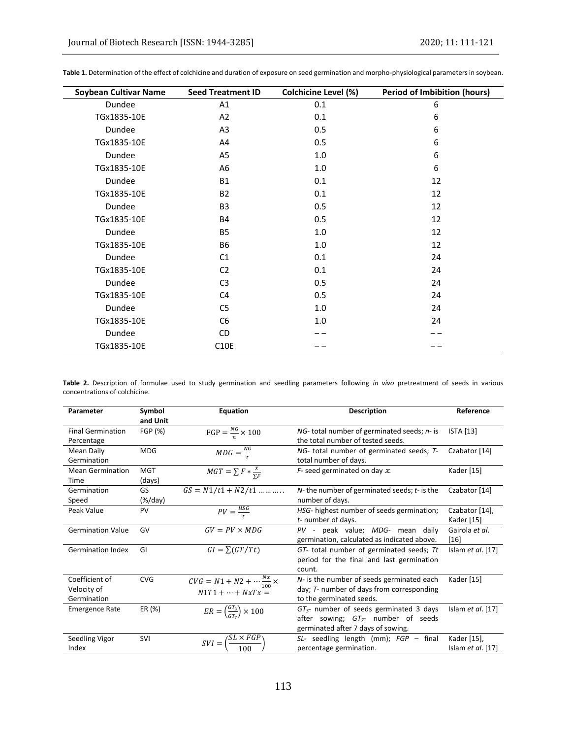**Table 1.** Determination of the effect of colchicine and duration of exposure on seed germination and morpho-physiological parameters in soybean.

| Soybean Cultivar Name | Seed Treatment ID | Colchicine Level (%) | Period of Imbibition (hours) |
|---|---|---|---|
| Dundee | A1 | 0.1 | 6 |
| TGx1835-10E | A2 | 0.1 | 6 |
| Dundee | A3 | 0.5 | 6 |
| TGx1835-10E | A4 | 0.5 | 6 |
| Dundee | A5 | 1.0 | 6 |
| TGx1835-10E | A6 | 1.0 | 6 |
| Dundee | B1 | 0.1 | 12 |
| TGx1835-10E | B2 | 0.1 | 12 |
| Dundee | B3 | 0.5 | 12 |
| TGx1835-10E | B4 | 0.5 | 12 |
| Dundee | B5 | 1.0 | 12 |
| TGx1835-10E | B6 | 1.0 | 12 |
| Dundee | C1 | 0.1 | 24 |
| TGx1835-10E | C2 | 0.1 | 24 |
| Dundee | C3 | 0.5 | 24 |
| TGx1835-10E | C4 | 0.5 | 24 |
| Dundee | C5 | 1.0 | 24 |
| TGx1835-10E | C6 | 1.0 | 24 |
| Dundee | CD | – – | – – |
| TGx1835-10E | C10E | – – | – – |

**Table 2.** Description of formulae used to study germination and seedling parameters following *in vivo* pretreatment of seeds in various concentrations of colchicine.

| Parameter | Symbol and Unit | Equation | Description | Reference |
|---|---|---|---|---|
| Final Germination Percentage | FGP (%) | $FGP = \frac{NG}{n} \times 100$ | *NG*- total number of germinated seeds; *n*- is the total number of tested seeds. | ISTA [13] |
| Mean Daily Germination | MDG | $MDG = \frac{NG}{t}$ | *NG*- total number of germinated seeds; *T*- total number of days. | Czabator [14] |
| Mean Germination Time | MGT (days) | $MGT = \sum F * \frac{x}{\sum F}$ | *F*- seed germinated on day $x$. | Kader [15] |
| Germination Speed | GS (%/day) | $GS = N1/t1 + N2/t1 \ldots\ldots\ldots..$ | *N*- the number of germinated seeds; *t*- is the number of days. | Czabator [14] |
| Peak Value | PV | $PV = \frac{HSG}{t}$ | *HSG*- highest number of seeds germination; *t*- number of days. | Czabator [14], Kader [15] |
| Germination Value | GV | $GV = PV \times MDG$ | *PV* - peak value; *MDG*- mean daily germination, calculated as indicated above. | Gairola *et al.* [16] |
| Germination Index | GI | $GI = \sum(GT/Tt)$ | *GT*- total number of germinated seeds; *Tt* period for the final and last germination count. | Islam *et al.* [17] |
| Coefficient of Velocity of Germination | CVG | $CVG = N1 + N2 + \cdots \frac{Nx}{100} \times N1T1 + \cdots + NxTx =$ | *N*- is the number of seeds germinated each day; *T*- number of days from corresponding to the germinated seeds. | Kader [15] |
| Emergence Rate | ER (%) | $ER = \left(\frac{GT_3}{GT_7}\right) \times 100$ | $GT_3$- number of seeds germinated 3 days after sowing; $GT_7$- number of seeds germinated after 7 days of sowing. | Islam *et al.* [17] |
| Seedling Vigor Index | SVI | $SVI = \left(\frac{SL \times FGP}{100}\right)$ | *SL*- seedling length (mm); *FGP* – final percentage germination. | Kader [15], Islam *et al.* [17] |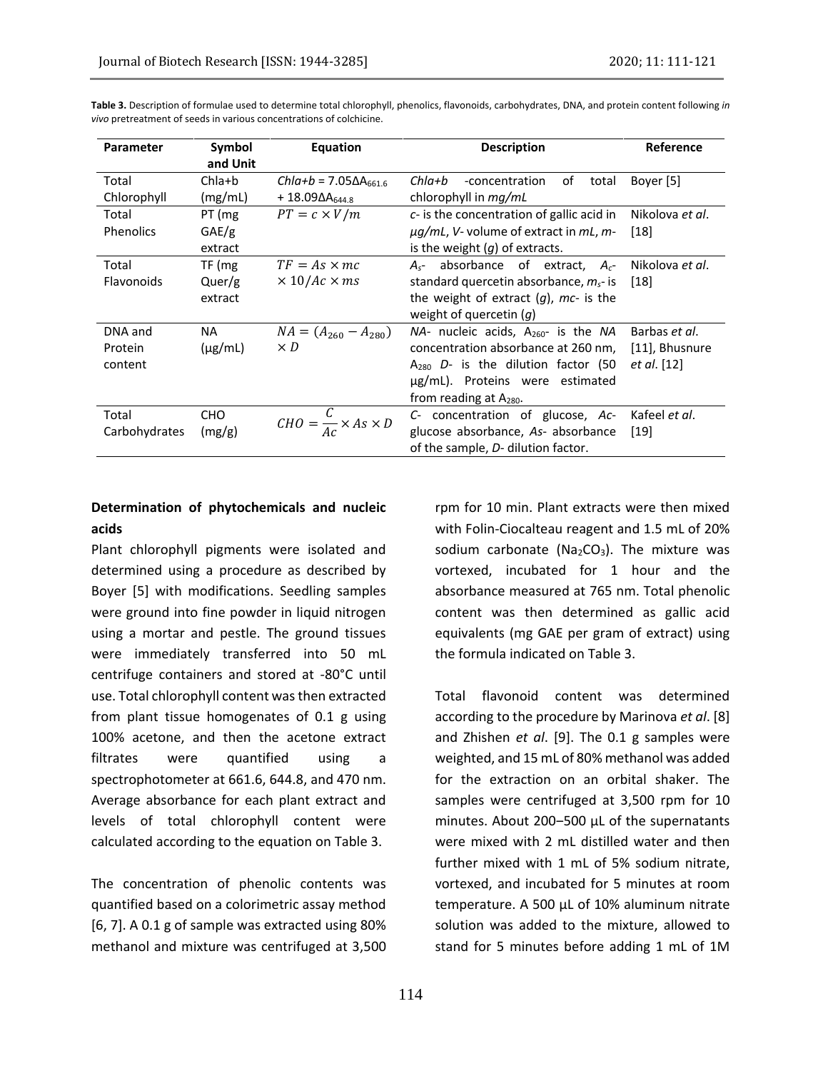**Table 3.** Description of formulae used to determine total chlorophyll, phenolics, flavonoids, carbohydrates, DNA, and protein content following *in vivo* pretreatment of seeds in various concentrations of colchicine.

| Parameter | Symbol and Unit | Equation | Description | Reference |
|---|---|---|---|---|
| Total Chlorophyll | Chla+b (mg/mL) | $Chla{+}b = 7.05\Delta A_{661.6} + 18.09\Delta A_{644.8}$ | *Chla+b* -concentration of total chlorophyll in *mg/mL* | Boyer [5] |
| Total Phenolics | PT (mg GAE/g extract | $PT = c \times V/m$ | *c*- is the concentration of gallic acid in *µg/mL*, *V*- volume of extract in *mL*, *m*- is the weight (*g*) of extracts. | Nikolova *et al*. [18] |
| Total Flavonoids | TF (mg Quer/g extract | $TF = As \times mc \times 10/Ac \times ms$ | $A_s$- absorbance of extract, $A_c$- standard quercetin absorbance, $m_s$- is the weight of extract (*g*), *mc*- is the weight of quercetin (*g*) | Nikolova *et al*. [18] |
| DNA and Protein content | NA (µg/mL) | $NA = (A_{260} - A_{280}) \times D$ | *NA*- nucleic acids, $A_{260}$- is the *NA* concentration absorbance at 260 nm, $A_{280}$ *D*- is the dilution factor (50 µg/mL). Proteins were estimated from reading at $A_{280}$. | Barbas *et al*. [11], Bhusnure *et al*. [12] |
| Total Carbohydrates | CHO (mg/g) | $CHO = \frac{C}{Ac} \times As \times D$ | *C*- concentration of glucose, *Ac*- glucose absorbance, *As*- absorbance of the sample, *D*- dilution factor. | Kafeel *et al*. [19] |

**Determination of phytochemicals and nucleic acids**

Plant chlorophyll pigments were isolated and determined using a procedure as described by Boyer [5] with modifications. Seedling samples were ground into fine powder in liquid nitrogen using a mortar and pestle. The ground tissues were immediately transferred into 50 mL centrifuge containers and stored at -80°C until use. Total chlorophyll content was then extracted from plant tissue homogenates of 0.1 g using 100% acetone, and then the acetone extract filtrates were quantified using a spectrophotometer at 661.6, 644.8, and 470 nm. Average absorbance for each plant extract and levels of total chlorophyll content were calculated according to the equation on Table 3.

The concentration of phenolic contents was quantified based on a colorimetric assay method [6, 7]. A 0.1 g of sample was extracted using 80% methanol and mixture was centrifuged at 3,500 rpm for 10 min. Plant extracts were then mixed with Folin-Ciocalteau reagent and 1.5 mL of 20% sodium carbonate ($Na_2CO_3$). The mixture was vortexed, incubated for 1 hour and the absorbance measured at 765 nm. Total phenolic content was then determined as gallic acid equivalents (mg GAE per gram of extract) using the formula indicated on Table 3.

Total flavonoid content was determined according to the procedure by Marinova *et al*. [8] and Zhishen *et al*. [9]. The 0.1 g samples were weighted, and 15 mL of 80% methanol was added for the extraction on an orbital shaker. The samples were centrifuged at 3,500 rpm for 10 minutes. About 200–500 µL of the supernatants were mixed with 2 mL distilled water and then further mixed with 1 mL of 5% sodium nitrate, vortexed, and incubated for 5 minutes at room temperature. A 500 µL of 10% aluminum nitrate solution was added to the mixture, allowed to stand for 5 minutes before adding 1 mL of 1M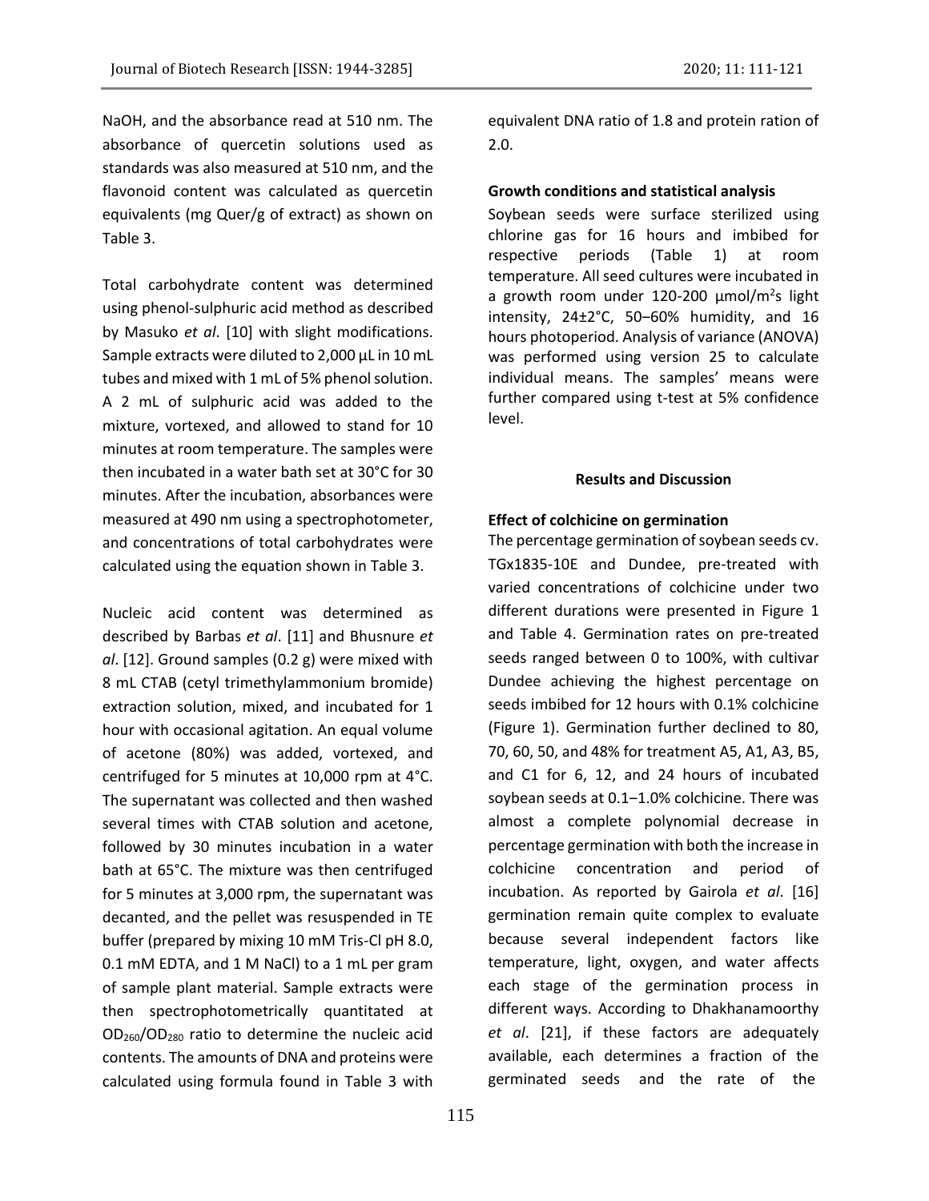NaOH, and the absorbance read at 510 nm. The absorbance of quercetin solutions used as standards was also measured at 510 nm, and the flavonoid content was calculated as quercetin equivalents (mg Quer/g of extract) as shown on Table 3.

Total carbohydrate content was determined using phenol-sulphuric acid method as described by Masuko *et al*. [10] with slight modifications. Sample extracts were diluted to 2,000 µL in 10 mL tubes and mixed with 1 mL of 5% phenol solution. A 2 mL of sulphuric acid was added to the mixture, vortexed, and allowed to stand for 10 minutes at room temperature. The samples were then incubated in a water bath set at 30°C for 30 minutes. After the incubation, absorbances were measured at 490 nm using a spectrophotometer, and concentrations of total carbohydrates were calculated using the equation shown in Table 3.

Nucleic acid content was determined as described by Barbas *et al*. [11] and Bhusnure *et al*. [12]. Ground samples (0.2 g) were mixed with 8 mL CTAB (cetyl trimethylammonium bromide) extraction solution, mixed, and incubated for 1 hour with occasional agitation. An equal volume of acetone (80%) was added, vortexed, and centrifuged for 5 minutes at 10,000 rpm at 4°C. The supernatant was collected and then washed several times with CTAB solution and acetone, followed by 30 minutes incubation in a water bath at 65°C. The mixture was then centrifuged for 5 minutes at 3,000 rpm, the supernatant was decanted, and the pellet was resuspended in TE buffer (prepared by mixing 10 mM Tris-Cl pH 8.0, 0.1 mM EDTA, and 1 M NaCl) to a 1 mL per gram of sample plant material. Sample extracts were then spectrophotometrically quantitated at $OD_{260}/OD_{280}$ ratio to determine the nucleic acid contents. The amounts of DNA and proteins were calculated using formula found in Table 3 with equivalent DNA ratio of 1.8 and protein ration of 2.0.

**Growth conditions and statistical analysis**

Soybean seeds were surface sterilized using chlorine gas for 16 hours and imbibed for respective periods (Table 1) at room temperature. All seed cultures were incubated in a growth room under 120-200 µmol/$m^2$s light intensity, 24±2°C, 50–60% humidity, and 16 hours photoperiod. Analysis of variance (ANOVA) was performed using version 25 to calculate individual means. The samples' means were further compared using t-test at 5% confidence level.

## Results and Discussion

**Effect of colchicine on germination**

The percentage germination of soybean seeds cv. TGx1835-10E and Dundee, pre-treated with varied concentrations of colchicine under two different durations were presented in Figure 1 and Table 4. Germination rates on pre-treated seeds ranged between 0 to 100%, with cultivar Dundee achieving the highest percentage on seeds imbibed for 12 hours with 0.1% colchicine (Figure 1). Germination further declined to 80, 70, 60, 50, and 48% for treatment A5, A1, A3, B5, and C1 for 6, 12, and 24 hours of incubated soybean seeds at 0.1–1.0% colchicine. There was almost a complete polynomial decrease in percentage germination with both the increase in colchicine concentration and period of incubation. As reported by Gairola *et al*. [16] germination remain quite complex to evaluate because several independent factors like temperature, light, oxygen, and water affects each stage of the germination process in different ways. According to Dhakhanamoorthy *et al*. [21], if these factors are adequately available, each determines a fraction of the germinated seeds and the rate of the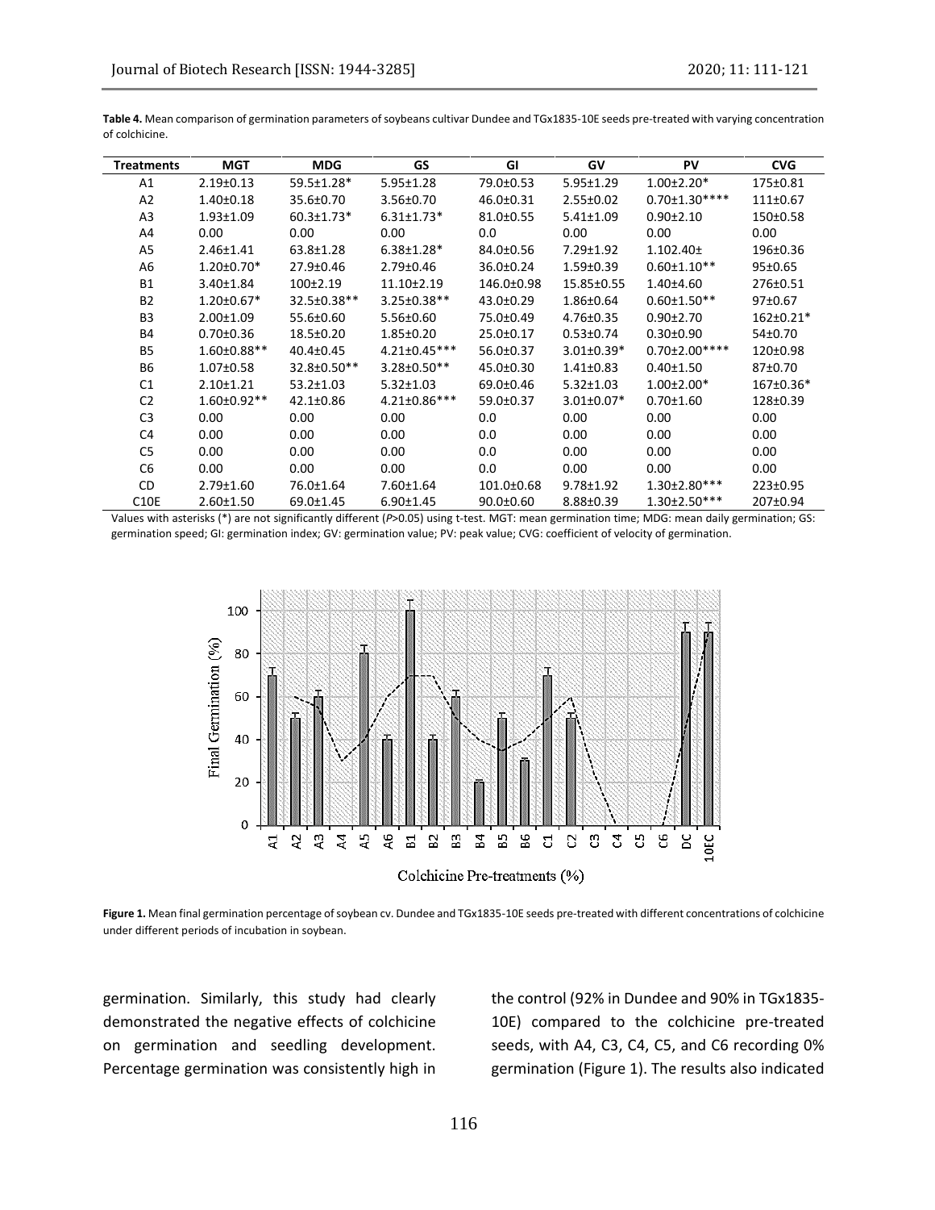**Table 4.** Mean comparison of germination parameters of soybeans cultivar Dundee and TGx1835-10E seeds pre-treated with varying concentration of colchicine.

| Treatments | MGT | MDG | GS | GI | GV | PV | CVG |
|---|---|---|---|---|---|---|---|
| A1 | 2.19±0.13 | 59.5±1.28* | 5.95±1.28 | 79.0±0.53 | 5.95±1.29 | 1.00±2.20* | 175±0.81 |
| A2 | 1.40±0.18 | 35.6±0.70 | 3.56±0.70 | 46.0±0.31 | 2.55±0.02 | 0.70±1.30**** | 111±0.67 |
| A3 | 1.93±1.09 | 60.3±1.73* | 6.31±1.73* | 81.0±0.55 | 5.41±1.09 | 0.90±2.10 | 150±0.58 |
| A4 | 0.00 | 0.00 | 0.00 | 0.0 | 0.00 | 0.00 | 0.00 |
| A5 | 2.46±1.41 | 63.8±1.28 | 6.38±1.28* | 84.0±0.56 | 7.29±1.92 | 1.102.40± | 196±0.36 |
| A6 | 1.20±0.70* | 27.9±0.46 | 2.79±0.46 | 36.0±0.24 | 1.59±0.39 | 0.60±1.10** | 95±0.65 |
| B1 | 3.40±1.84 | 100±2.19 | 11.10±2.19 | 146.0±0.98 | 15.85±0.55 | 1.40±4.60 | 276±0.51 |
| B2 | 1.20±0.67* | 32.5±0.38** | 3.25±0.38** | 43.0±0.29 | 1.86±0.64 | 0.60±1.50** | 97±0.67 |
| B3 | 2.00±1.09 | 55.6±0.60 | 5.56±0.60 | 75.0±0.49 | 4.76±0.35 | 0.90±2.70 | 162±0.21* |
| B4 | 0.70±0.36 | 18.5±0.20 | 1.85±0.20 | 25.0±0.17 | 0.53±0.74 | 0.30±0.90 | 54±0.70 |
| B5 | 1.60±0.88** | 40.4±0.45 | 4.21±0.45*** | 56.0±0.37 | 3.01±0.39* | 0.70±2.00**** | 120±0.98 |
| B6 | 1.07±0.58 | 32.8±0.50** | 3.28±0.50** | 45.0±0.30 | 1.41±0.83 | 0.40±1.50 | 87±0.70 |
| C1 | 2.10±1.21 | 53.2±1.03 | 5.32±1.03 | 69.0±0.46 | 5.32±1.03 | 1.00±2.00* | 167±0.36* |
| C2 | 1.60±0.92** | 42.1±0.86 | 4.21±0.86*** | 59.0±0.37 | 3.01±0.07* | 0.70±1.60 | 128±0.39 |
| C3 | 0.00 | 0.00 | 0.00 | 0.0 | 0.00 | 0.00 | 0.00 |
| C4 | 0.00 | 0.00 | 0.00 | 0.0 | 0.00 | 0.00 | 0.00 |
| C5 | 0.00 | 0.00 | 0.00 | 0.0 | 0.00 | 0.00 | 0.00 |
| C6 | 0.00 | 0.00 | 0.00 | 0.0 | 0.00 | 0.00 | 0.00 |
| CD | 2.79±1.60 | 76.0±1.64 | 7.60±1.64 | 101.0±0.68 | 9.78±1.92 | 1.30±2.80*** | 223±0.95 |
| C10E | 2.60±1.50 | 69.0±1.45 | 6.90±1.45 | 90.0±0.60 | 8.88±0.39 | 1.30±2.50*** | 207±0.94 |

Values with asterisks (*) are not significantly different (*P*>0.05) using t-test. MGT: mean germination time; MDG: mean daily germination; GS: germination speed; GI: germination index; GV: germination value; PV: peak value; CVG: coefficient of velocity of germination.

**Figure 1.** Mean final germination percentage of soybean cv. Dundee and TGx1835-10E seeds pre-treated with different concentrations of colchicine under different periods of incubation in soybean.

germination. Similarly, this study had clearly demonstrated the negative effects of colchicine on germination and seedling development. Percentage germination was consistently high in the control (92% in Dundee and 90% in TGx1835-10E) compared to the colchicine pre-treated seeds, with A4, C3, C4, C5, and C6 recording 0% germination (Figure 1). The results also indicated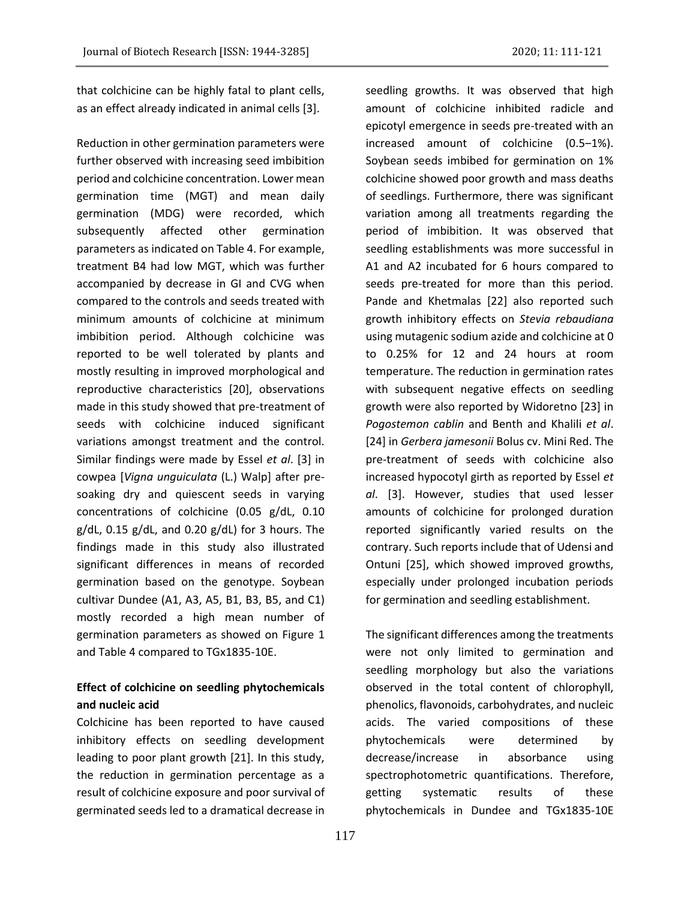that colchicine can be highly fatal to plant cells, as an effect already indicated in animal cells [3].

Reduction in other germination parameters were further observed with increasing seed imbibition period and colchicine concentration. Lower mean germination time (MGT) and mean daily germination (MDG) were recorded, which subsequently affected other germination parameters as indicated on Table 4. For example, treatment B4 had low MGT, which was further accompanied by decrease in GI and CVG when compared to the controls and seeds treated with minimum amounts of colchicine at minimum imbibition period. Although colchicine was reported to be well tolerated by plants and mostly resulting in improved morphological and reproductive characteristics [20], observations made in this study showed that pre-treatment of seeds with colchicine induced significant variations amongst treatment and the control. Similar findings were made by Essel *et al*. [3] in cowpea [*Vigna unguiculata* (L.) Walp] after pre-soaking dry and quiescent seeds in varying concentrations of colchicine (0.05 g/dL, 0.10 g/dL, 0.15 g/dL, and 0.20 g/dL) for 3 hours. The findings made in this study also illustrated significant differences in means of recorded germination based on the genotype. Soybean cultivar Dundee (A1, A3, A5, B1, B3, B5, and C1) mostly recorded a high mean number of germination parameters as showed on Figure 1 and Table 4 compared to TGx1835-10E.

**Effect of colchicine on seedling phytochemicals and nucleic acid**

Colchicine has been reported to have caused inhibitory effects on seedling development leading to poor plant growth [21]. In this study, the reduction in germination percentage as a result of colchicine exposure and poor survival of germinated seeds led to a dramatical decrease in seedling growths. It was observed that high amount of colchicine inhibited radicle and epicotyl emergence in seeds pre-treated with an increased amount of colchicine (0.5–1%). Soybean seeds imbibed for germination on 1% colchicine showed poor growth and mass deaths of seedlings. Furthermore, there was significant variation among all treatments regarding the period of imbibition. It was observed that seedling establishments was more successful in A1 and A2 incubated for 6 hours compared to seeds pre-treated for more than this period. Pande and Khetmalas [22] also reported such growth inhibitory effects on *Stevia rebaudiana* using mutagenic sodium azide and colchicine at 0 to 0.25% for 12 and 24 hours at room temperature. The reduction in germination rates with subsequent negative effects on seedling growth were also reported by Widoretno [23] in *Pogostemon cablin* and Benth and Khalili *et al*. [24] in *Gerbera jamesonii* Bolus cv. Mini Red. The pre-treatment of seeds with colchicine also increased hypocotyl girth as reported by Essel *et al*. [3]. However, studies that used lesser amounts of colchicine for prolonged duration reported significantly varied results on the contrary. Such reports include that of Udensi and Ontuni [25], which showed improved growths, especially under prolonged incubation periods for germination and seedling establishment.

The significant differences among the treatments were not only limited to germination and seedling morphology but also the variations observed in the total content of chlorophyll, phenolics, flavonoids, carbohydrates, and nucleic acids. The varied compositions of these phytochemicals were determined by decrease/increase in absorbance using spectrophotometric quantifications. Therefore, getting systematic results of these phytochemicals in Dundee and TGx1835-10E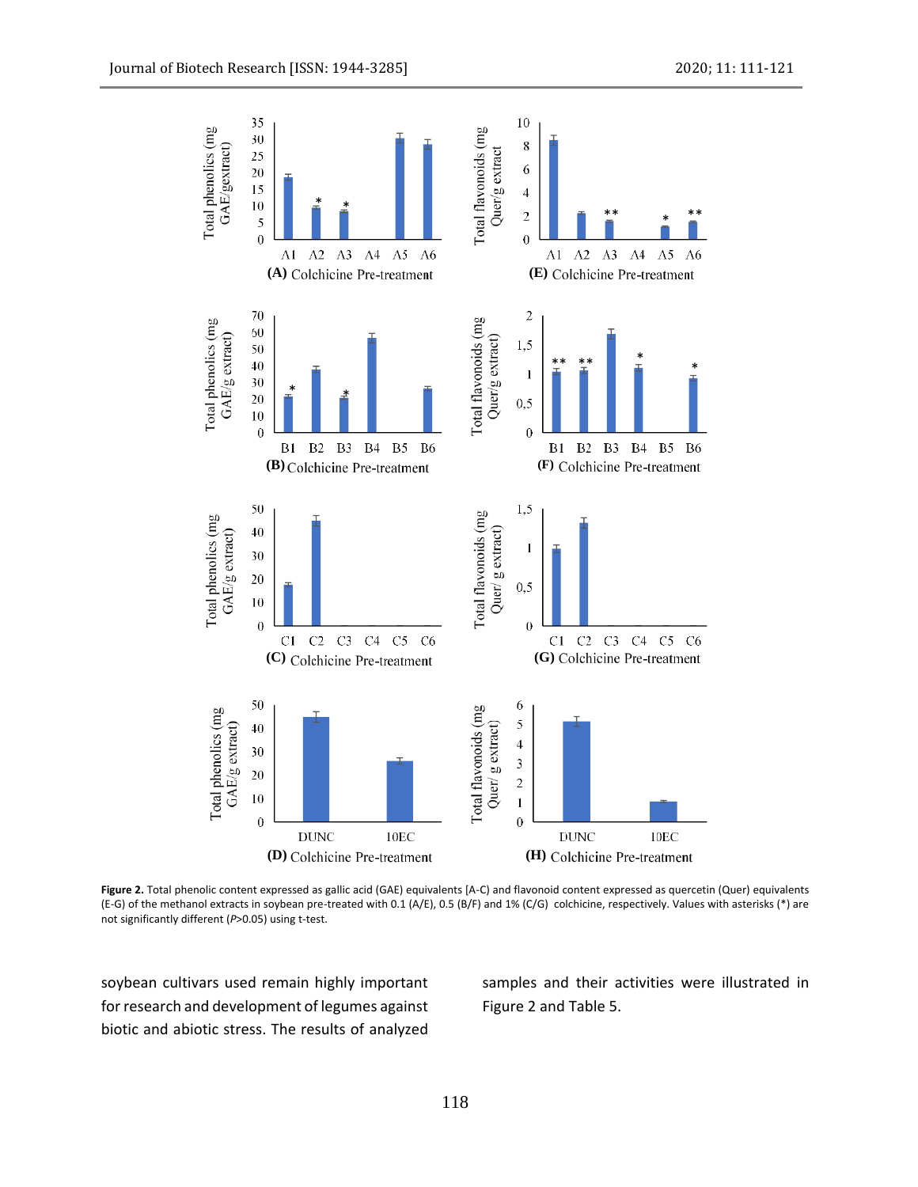Figure 2. Total phenolic content expressed as gallic acid (GAE) equivalents [A-C) and flavonoid content expressed as quercetin (Quer) equivalents (E-G) of the methanol extracts in soybean pre-treated with 0.1 (A/E), 0.5 (B/F) and 1% (C/G) colchicine, respectively. Values with asterisks (*) are not significantly different (*P*>0.05) using t-test.

soybean cultivars used remain highly important for research and development of legumes against biotic and abiotic stress. The results of analyzed samples and their activities were illustrated in Figure 2 and Table 5.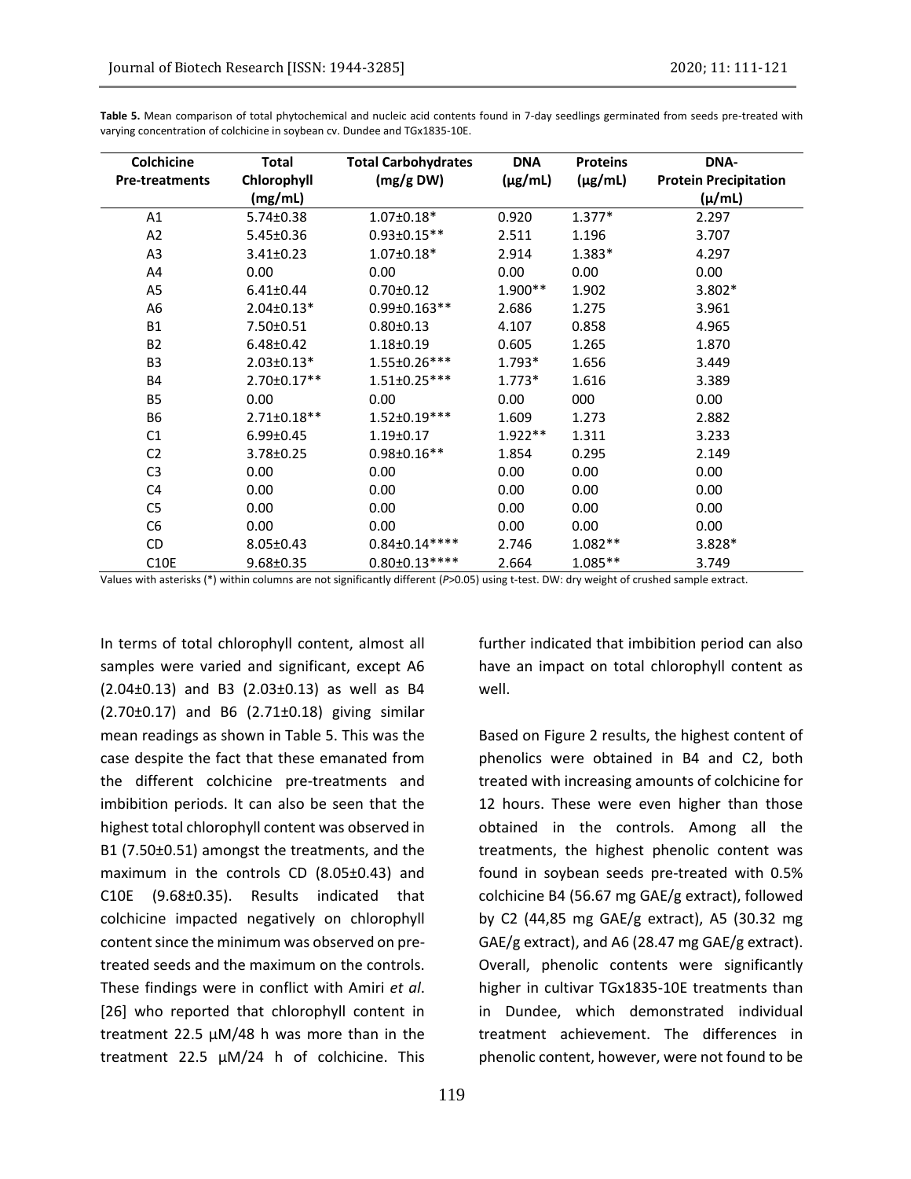**Table 5.** Mean comparison of total phytochemical and nucleic acid contents found in 7-day seedlings germinated from seeds pre-treated with varying concentration of colchicine in soybean cv. Dundee and TGx1835-10E.

| Colchicine Pre-treatments | Total Chlorophyll (mg/mL) | Total Carbohydrates (mg/g DW) | DNA (μg/mL) | Proteins (μg/mL) | DNA-Protein Precipitation (μ/mL) |
|---|---|---|---|---|---|
| A1 | 5.74±0.38 | 1.07±0.18* | 0.920 | 1.377* | 2.297 |
| A2 | 5.45±0.36 | 0.93±0.15** | 2.511 | 1.196 | 3.707 |
| A3 | 3.41±0.23 | 1.07±0.18* | 2.914 | 1.383* | 4.297 |
| A4 | 0.00 | 0.00 | 0.00 | 0.00 | 0.00 |
| A5 | 6.41±0.44 | 0.70±0.12 | 1.900** | 1.902 | 3.802* |
| A6 | 2.04±0.13* | 0.99±0.163** | 2.686 | 1.275 | 3.961 |
| B1 | 7.50±0.51 | 0.80±0.13 | 4.107 | 0.858 | 4.965 |
| B2 | 6.48±0.42 | 1.18±0.19 | 0.605 | 1.265 | 1.870 |
| B3 | 2.03±0.13* | 1.55±0.26*** | 1.793* | 1.656 | 3.449 |
| B4 | 2.70±0.17** | 1.51±0.25*** | 1.773* | 1.616 | 3.389 |
| B5 | 0.00 | 0.00 | 0.00 | 000 | 0.00 |
| B6 | 2.71±0.18** | 1.52±0.19*** | 1.609 | 1.273 | 2.882 |
| C1 | 6.99±0.45 | 1.19±0.17 | 1.922** | 1.311 | 3.233 |
| C2 | 3.78±0.25 | 0.98±0.16** | 1.854 | 0.295 | 2.149 |
| C3 | 0.00 | 0.00 | 0.00 | 0.00 | 0.00 |
| C4 | 0.00 | 0.00 | 0.00 | 0.00 | 0.00 |
| C5 | 0.00 | 0.00 | 0.00 | 0.00 | 0.00 |
| C6 | 0.00 | 0.00 | 0.00 | 0.00 | 0.00 |
| CD | 8.05±0.43 | 0.84±0.14**** | 2.746 | 1.082** | 3.828* |
| C10E | 9.68±0.35 | 0.80±0.13**** | 2.664 | 1.085** | 3.749 |

Values with asterisks (*) within columns are not significantly different (*P*>0.05) using t-test. DW: dry weight of crushed sample extract.

In terms of total chlorophyll content, almost all samples were varied and significant, except A6 (2.04±0.13) and B3 (2.03±0.13) as well as B4 (2.70±0.17) and B6 (2.71±0.18) giving similar mean readings as shown in Table 5. This was the case despite the fact that these emanated from the different colchicine pre-treatments and imbibition periods. It can also be seen that the highest total chlorophyll content was observed in B1 (7.50±0.51) amongst the treatments, and the maximum in the controls CD (8.05±0.43) and C10E (9.68±0.35). Results indicated that colchicine impacted negatively on chlorophyll content since the minimum was observed on pre-treated seeds and the maximum on the controls. These findings were in conflict with Amiri *et al*. [26] who reported that chlorophyll content in treatment 22.5 μM/48 h was more than in the treatment 22.5 μM/24 h of colchicine. This further indicated that imbibition period can also have an impact on total chlorophyll content as well.

Based on Figure 2 results, the highest content of phenolics were obtained in B4 and C2, both treated with increasing amounts of colchicine for 12 hours. These were even higher than those obtained in the controls. Among all the treatments, the highest phenolic content was found in soybean seeds pre-treated with 0.5% colchicine B4 (56.67 mg GAE/g extract), followed by C2 (44,85 mg GAE/g extract), A5 (30.32 mg GAE/g extract), and A6 (28.47 mg GAE/g extract). Overall, phenolic contents were significantly higher in cultivar TGx1835-10E treatments than in Dundee, which demonstrated individual treatment achievement. The differences in phenolic content, however, were not found to be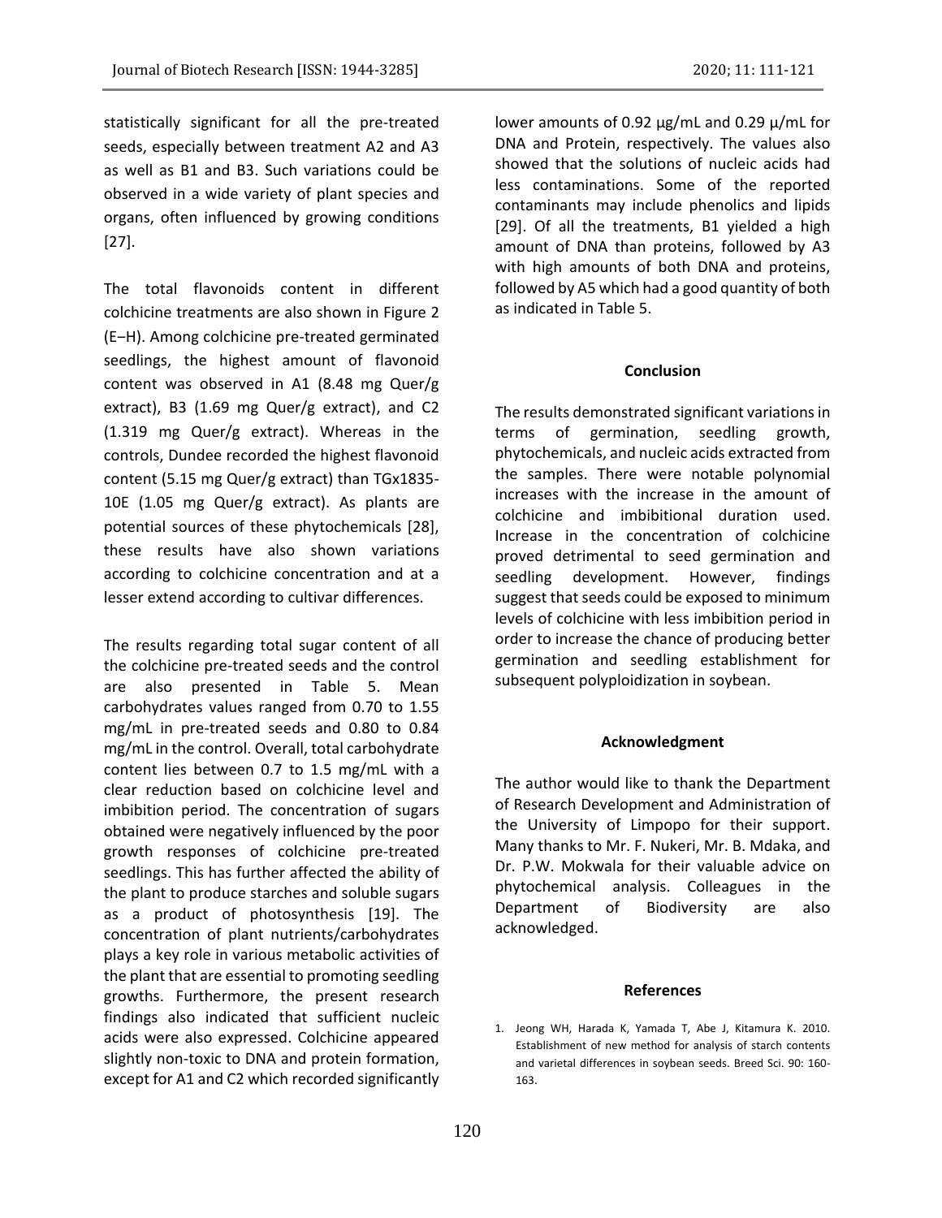statistically significant for all the pre-treated seeds, especially between treatment A2 and A3 as well as B1 and B3. Such variations could be observed in a wide variety of plant species and organs, often influenced by growing conditions [27].

The total flavonoids content in different colchicine treatments are also shown in Figure 2 (E–H). Among colchicine pre-treated germinated seedlings, the highest amount of flavonoid content was observed in A1 (8.48 mg Quer/g extract), B3 (1.69 mg Quer/g extract), and C2 (1.319 mg Quer/g extract). Whereas in the controls, Dundee recorded the highest flavonoid content (5.15 mg Quer/g extract) than TGx1835-10E (1.05 mg Quer/g extract). As plants are potential sources of these phytochemicals [28], these results have also shown variations according to colchicine concentration and at a lesser extend according to cultivar differences.

The results regarding total sugar content of all the colchicine pre-treated seeds and the control are also presented in Table 5. Mean carbohydrates values ranged from 0.70 to 1.55 mg/mL in pre-treated seeds and 0.80 to 0.84 mg/mL in the control. Overall, total carbohydrate content lies between 0.7 to 1.5 mg/mL with a clear reduction based on colchicine level and imbibition period. The concentration of sugars obtained were negatively influenced by the poor growth responses of colchicine pre-treated seedlings. This has further affected the ability of the plant to produce starches and soluble sugars as a product of photosynthesis [19]. The concentration of plant nutrients/carbohydrates plays a key role in various metabolic activities of the plant that are essential to promoting seedling growths. Furthermore, the present research findings also indicated that sufficient nucleic acids were also expressed. Colchicine appeared slightly non-toxic to DNA and protein formation, except for A1 and C2 which recorded significantly lower amounts of 0.92 µg/mL and 0.29 µ/mL for DNA and Protein, respectively. The values also showed that the solutions of nucleic acids had less contaminations. Some of the reported contaminants may include phenolics and lipids [29]. Of all the treatments, B1 yielded a high amount of DNA than proteins, followed by A3 with high amounts of both DNA and proteins, followed by A5 which had a good quantity of both as indicated in Table 5.

## Conclusion

The results demonstrated significant variations in terms of germination, seedling growth, phytochemicals, and nucleic acids extracted from the samples. There were notable polynomial increases with the increase in the amount of colchicine and imbibitional duration used. Increase in the concentration of colchicine proved detrimental to seed germination and seedling development. However, findings suggest that seeds could be exposed to minimum levels of colchicine with less imbibition period in order to increase the chance of producing better germination and seedling establishment for subsequent polyploidization in soybean.

## Acknowledgment

The author would like to thank the Department of Research Development and Administration of the University of Limpopo for their support. Many thanks to Mr. F. Nukeri, Mr. B. Mdaka, and Dr. P.W. Mokwala for their valuable advice on phytochemical analysis. Colleagues in the Department of Biodiversity are also acknowledged.

## References

1. Jeong WH, Harada K, Yamada T, Abe J, Kitamura K. 2010. Establishment of new method for analysis of starch contents and varietal differences in soybean seeds. Breed Sci. 90: 160-163.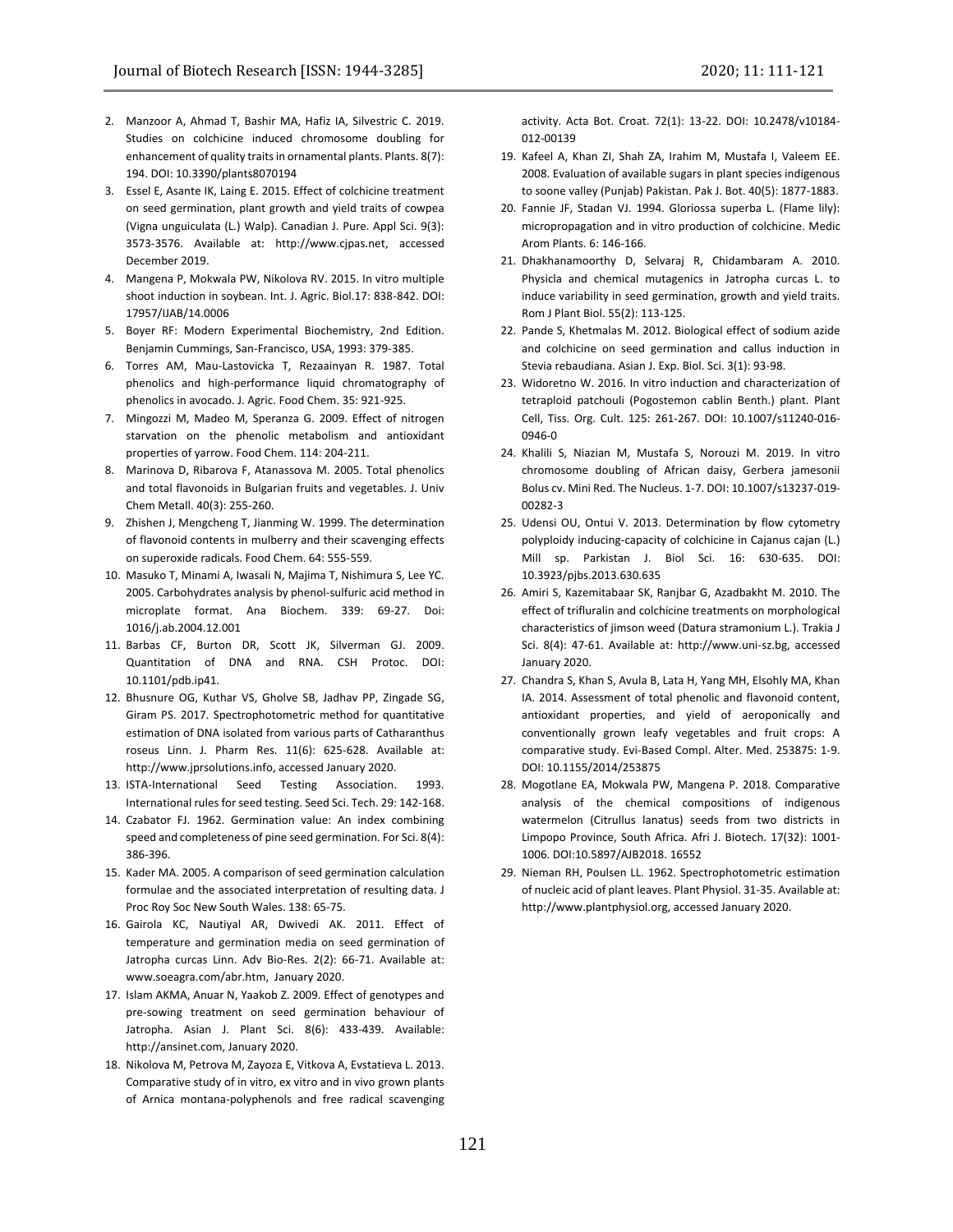2. Manzoor A, Ahmad T, Bashir MA, Hafiz IA, Silvestric C. 2019. Studies on colchicine induced chromosome doubling for enhancement of quality traits in ornamental plants. Plants. 8(7): 194. DOI: 10.3390/plants8070194
3. Essel E, Asante IK, Laing E. 2015. Effect of colchicine treatment on seed germination, plant growth and yield traits of cowpea (Vigna unguiculata (L.) Walp). Canadian J. Pure. Appl Sci. 9(3): 3573-3576. Available at: http://www.cjpas.net, accessed December 2019.
4. Mangena P, Mokwala PW, Nikolova RV. 2015. In vitro multiple shoot induction in soybean. Int. J. Agric. Biol.17: 838-842. DOI: 17957/IJAB/14.0006
5. Boyer RF: Modern Experimental Biochemistry, 2nd Edition. Benjamin Cummings, San-Francisco, USA, 1993: 379-385.
6. Torres AM, Mau-Lastovicka T, Rezaainyan R. 1987. Total phenolics and high-performance liquid chromatography of phenolics in avocado. J. Agric. Food Chem. 35: 921-925.
7. Mingozzi M, Madeo M, Speranza G. 2009. Effect of nitrogen starvation on the phenolic metabolism and antioxidant properties of yarrow. Food Chem. 114: 204-211.
8. Marinova D, Ribarova F, Atanassova M. 2005. Total phenolics and total flavonoids in Bulgarian fruits and vegetables. J. Univ Chem Metall. 40(3): 255-260.
9. Zhishen J, Mengcheng T, Jianming W. 1999. The determination of flavonoid contents in mulberry and their scavenging effects on superoxide radicals. Food Chem. 64: 555-559.
10. Masuko T, Minami A, Iwasali N, Majima T, Nishimura S, Lee YC. 2005. Carbohydrates analysis by phenol-sulfuric acid method in microplate format. Ana Biochem. 339: 69-27. Doi: 1016/j.ab.2004.12.001
11. Barbas CF, Burton DR, Scott JK, Silverman GJ. 2009. Quantitation of DNA and RNA. CSH Protoc. DOI: 10.1101/pdb.ip41.
12. Bhusnure OG, Kuthar VS, Gholve SB, Jadhav PP, Zingade SG, Giram PS. 2017. Spectrophotometric method for quantitative estimation of DNA isolated from various parts of Catharanthus roseus Linn. J. Pharm Res. 11(6): 625-628. Available at: http://www.jprsolutions.info, accessed January 2020.
13. ISTA-International Seed Testing Association. 1993. International rules for seed testing. Seed Sci. Tech. 29: 142-168.
14. Czabator FJ. 1962. Germination value: An index combining speed and completeness of pine seed germination. For Sci. 8(4): 386-396.
15. Kader MA. 2005. A comparison of seed germination calculation formulae and the associated interpretation of resulting data. J Proc Roy Soc New South Wales. 138: 65-75.
16. Gairola KC, Nautiyal AR, Dwivedi AK. 2011. Effect of temperature and germination media on seed germination of Jatropha curcas Linn. Adv Bio-Res. 2(2): 66-71. Available at: www.soeagra.com/abr.htm, January 2020.
17. Islam AKMA, Anuar N, Yaakob Z. 2009. Effect of genotypes and pre-sowing treatment on seed germination behaviour of Jatropha. Asian J. Plant Sci. 8(6): 433-439. Available: http://ansinet.com, January 2020.
18. Nikolova M, Petrova M, Zayoza E, Vitkova A, Evstatieva L. 2013. Comparative study of in vitro, ex vitro and in vivo grown plants of Arnica montana-polyphenols and free radical scavenging activity. Acta Bot. Croat. 72(1): 13-22. DOI: 10.2478/v10184-012-00139
19. Kafeel A, Khan ZI, Shah ZA, Irahim M, Mustafa I, Valeem EE. 2008. Evaluation of available sugars in plant species indigenous to soone valley (Punjab) Pakistan. Pak J. Bot. 40(5): 1877-1883.
20. Fannie JF, Stadan VJ. 1994. Gloriossa superba L. (Flame lily): micropropagation and in vitro production of colchicine. Medic Arom Plants. 6: 146-166.
21. Dhakhanamoorthy D, Selvaraj R, Chidambaram A. 2010. Physicla and chemical mutagenics in Jatropha curcas L. to induce variability in seed germination, growth and yield traits. Rom J Plant Biol. 55(2): 113-125.
22. Pande S, Khetmalas M. 2012. Biological effect of sodium azide and colchicine on seed germination and callus induction in Stevia rebaudiana. Asian J. Exp. Biol. Sci. 3(1): 93-98.
23. Widoretno W. 2016. In vitro induction and characterization of tetraploid patchouli (Pogostemon cablin Benth.) plant. Plant Cell, Tiss. Org. Cult. 125: 261-267. DOI: 10.1007/s11240-016-0946-0
24. Khalili S, Niazian M, Mustafa S, Norouzi M. 2019. In vitro chromosome doubling of African daisy, Gerbera jamesonii Bolus cv. Mini Red. The Nucleus. 1-7. DOI: 10.1007/s13237-019-00282-3
25. Udensi OU, Ontui V. 2013. Determination by flow cytometry polyploidy inducing-capacity of colchicine in Cajanus cajan (L.) Mill sp. Parkistan J. Biol Sci. 16: 630-635. DOI: 10.3923/pjbs.2013.630.635
26. Amiri S, Kazemitabaar SK, Ranjbar G, Azadbakht M. 2010. The effect of trifluralin and colchicine treatments on morphological characteristics of jimson weed (Datura stramonium L.). Trakia J Sci. 8(4): 47-61. Available at: http://www.uni-sz.bg, accessed January 2020.
27. Chandra S, Khan S, Avula B, Lata H, Yang MH, Elsohly MA, Khan IA. 2014. Assessment of total phenolic and flavonoid content, antioxidant properties, and yield of aeroponically and conventionally grown leafy vegetables and fruit crops: A comparative study. Evi-Based Compl. Alter. Med. 253875: 1-9. DOI: 10.1155/2014/253875
28. Mogotlane EA, Mokwala PW, Mangena P. 2018. Comparative analysis of the chemical compositions of indigenous watermelon (Citrullus lanatus) seeds from two districts in Limpopo Province, South Africa. Afri J. Biotech. 17(32): 1001-1006. DOI:10.5897/AJB2018. 16552
29. Nieman RH, Poulsen LL. 1962. Spectrophotometric estimation of nucleic acid of plant leaves. Plant Physiol. 31-35. Available at: http://www.plantphysiol.org, accessed January 2020.